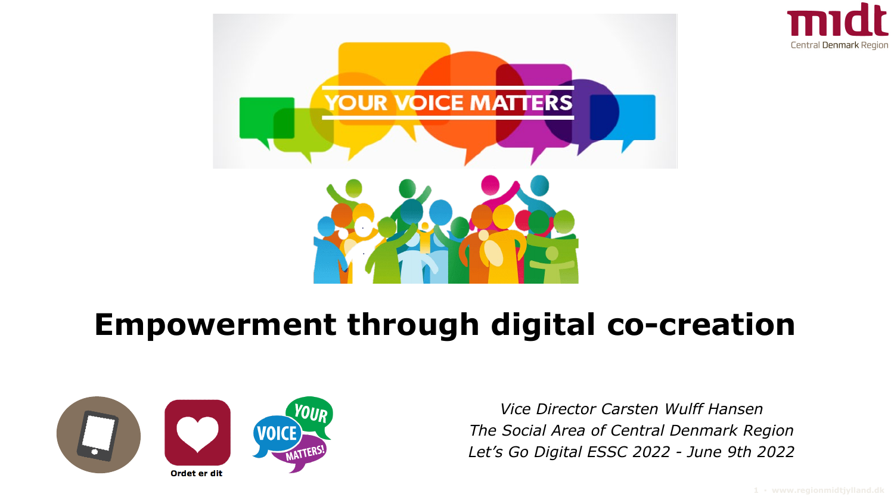# Empowerment through digital co-creation

*Vice Director Carsten Wulff Hansen*
*The Social Area of Central Denmark Region*
*Let's Go Digital ESSC 2022 - June 9th 2022*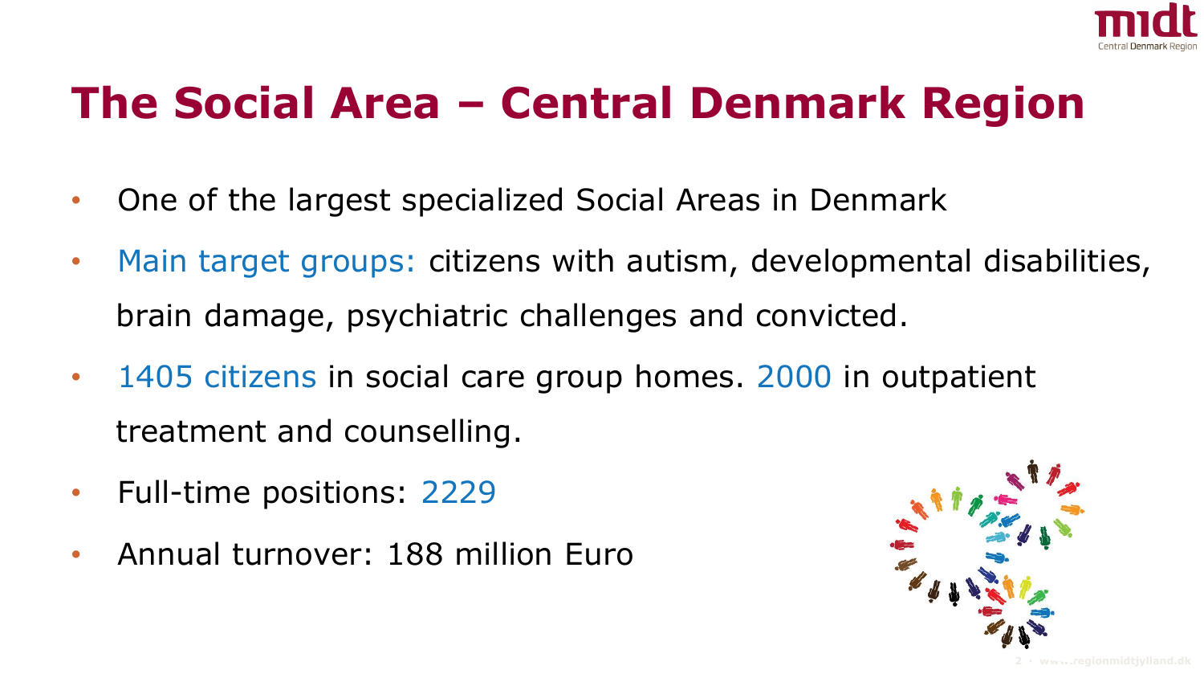# The Social Area – Central Denmark Region

- One of the largest specialized Social Areas in Denmark
- Main target groups: citizens with autism, developmental disabilities, brain damage, psychiatric challenges and convicted.
- 1405 citizens in social care group homes. 2000 in outpatient treatment and counselling.
- Full-time positions: 2229
- Annual turnover: 188 million Euro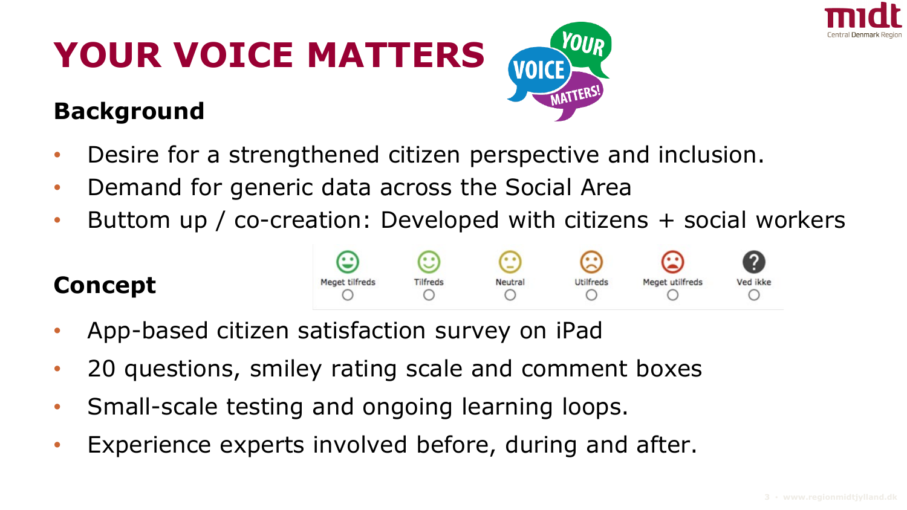# YOUR VOICE MATTERS

## Background

- Desire for a strengthened citizen perspective and inclusion.
- Demand for generic data across the Social Area
- Buttom up / co-creation: Developed with citizens + social workers

## Concept

| Meget tilfreds | Tilfreds | Neutral | Utilfreds | Meget utilfreds | Ved ikke |
|---|---|---|---|---|---|
| ○ | ○ | ○ | ○ | ○ | ○ |

- App-based citizen satisfaction survey on iPad
- 20 questions, smiley rating scale and comment boxes
- Small-scale testing and ongoing learning loops.
- Experience experts involved before, during and after.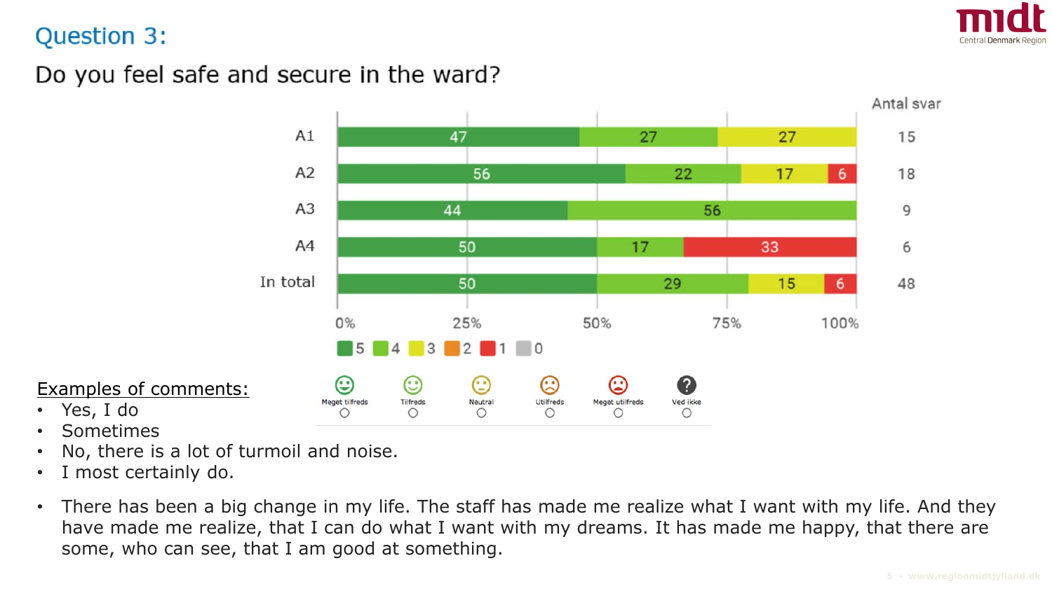## Question 3:

### Do you feel safe and secure in the ward?

| | 5 | 4 | 3 | 2 | 1 | 0 | Antal svar |
|---|---|---|---|---|---|---|---|
| A1 | 47 | 27 | 27 | | | | 15 |
| A2 | 56 | 22 | 17 | | 6 | | 18 |
| A3 | 44 | 56 | | | | | 9 |
| A4 | 50 | 17 | | | 33 | | 6 |
| In total | 50 | 29 | 15 | | 6 | | 48 |

Meget tilfreds · Tilfreds · Neutral · Utilfreds · Meget utilfreds · Ved ikke

Examples of comments:

- Yes, I do
- Sometimes
- No, there is a lot of turmoil and noise.
- I most certainly do.
- There has been a big change in my life. The staff has made me realize what I want with my life. And they have made me realize, that I can do what I want with my dreams. It has made me happy, that there are some, who can see, that I am good at something.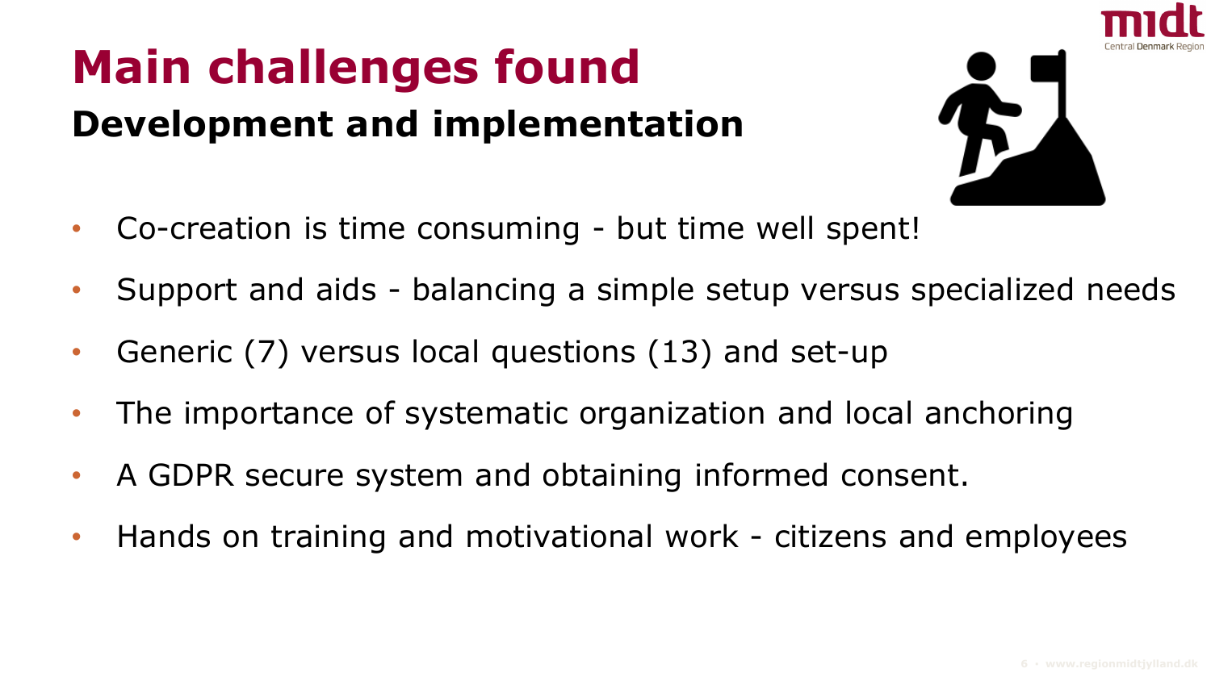# Main challenges found

## Development and implementation

- Co-creation is time consuming - but time well spent!
- Support and aids - balancing a simple setup versus specialized needs
- Generic (7) versus local questions (13) and set-up
- The importance of systematic organization and local anchoring
- A GDPR secure system and obtaining informed consent.
- Hands on training and motivational work - citizens and employees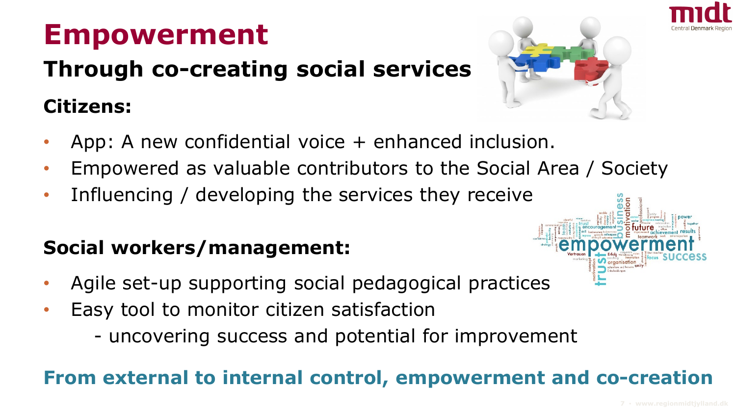# Empowerment

## Through co-creating social services

**Citizens:**

- App: A new confidential voice + enhanced inclusion.
- Empowered as valuable contributors to the Social Area / Society
- Influencing / developing the services they receive

**Social workers/management:**

- Agile set-up supporting social pedagogical practices
- Easy tool to monitor citizen satisfaction
  - uncovering success and potential for improvement

**From external to internal control, empowerment and co-creation**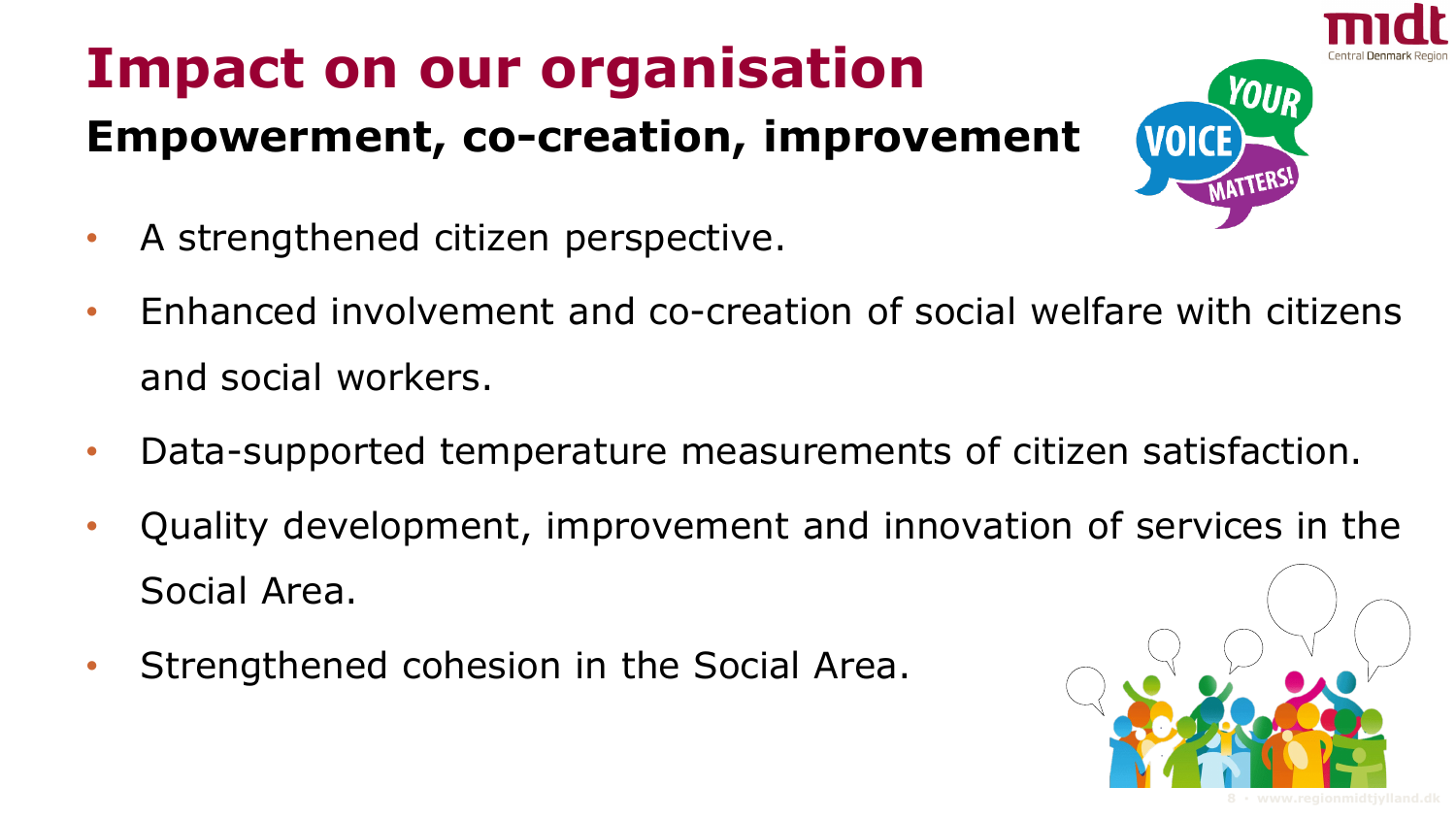# Impact on our organisation

## Empowerment, co-creation, improvement

- A strengthened citizen perspective.
- Enhanced involvement and co-creation of social welfare with citizens and social workers.
- Data-supported temperature measurements of citizen satisfaction.
- Quality development, improvement and innovation of services in the Social Area.
- Strengthened cohesion in the Social Area.